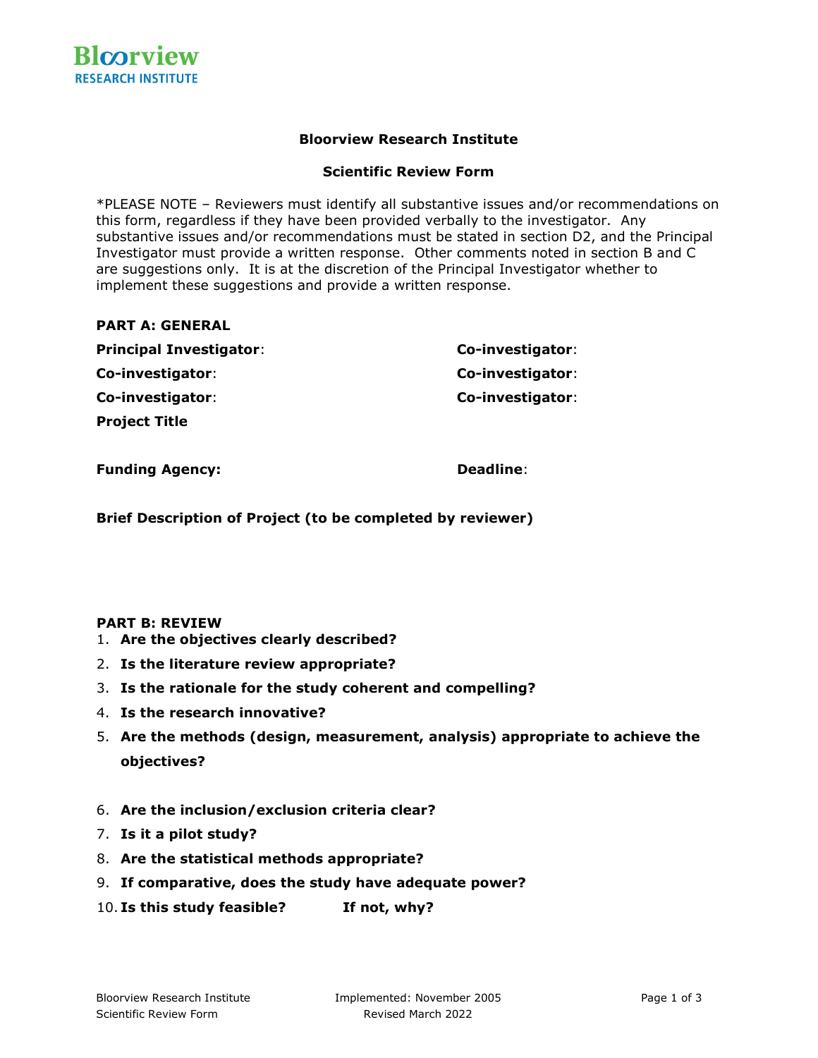Bloorview RESEARCH INSTITUTE

## Bloorview Research Institute

## Scientific Review Form

*PLEASE NOTE – Reviewers must identify all substantive issues and/or recommendations on this form, regardless if they have been provided verbally to the investigator. Any substantive issues and/or recommendations must be stated in section D2, and the Principal Investigator must provide a written response. Other comments noted in section B and C are suggestions only. It is at the discretion of the Principal Investigator whether to implement these suggestions and provide a written response.

### PART A: GENERAL

**Principal Investigator**:

**Co-investigator**:

**Co-investigator**:

**Co-investigator**:

**Co-investigator**:

**Co-investigator**:

**Project Title**

**Funding Agency:**

**Deadline**:

**Brief Description of Project (to be completed by reviewer)**

### PART B: REVIEW

1. **Are the objectives clearly described?**
2. **Is the literature review appropriate?**
3. **Is the rationale for the study coherent and compelling?**
4. **Is the research innovative?**
5. **Are the methods (design, measurement, analysis) appropriate to achieve the objectives?**
6. **Are the inclusion/exclusion criteria clear?**
7. **Is it a pilot study?**
8. **Are the statistical methods appropriate?**
9. **If comparative, does the study have adequate power?**
10. **Is this study feasible? If not, why?**

Bloorview Research Institute
Scientific Review Form

Implemented: November 2005
Revised March 2022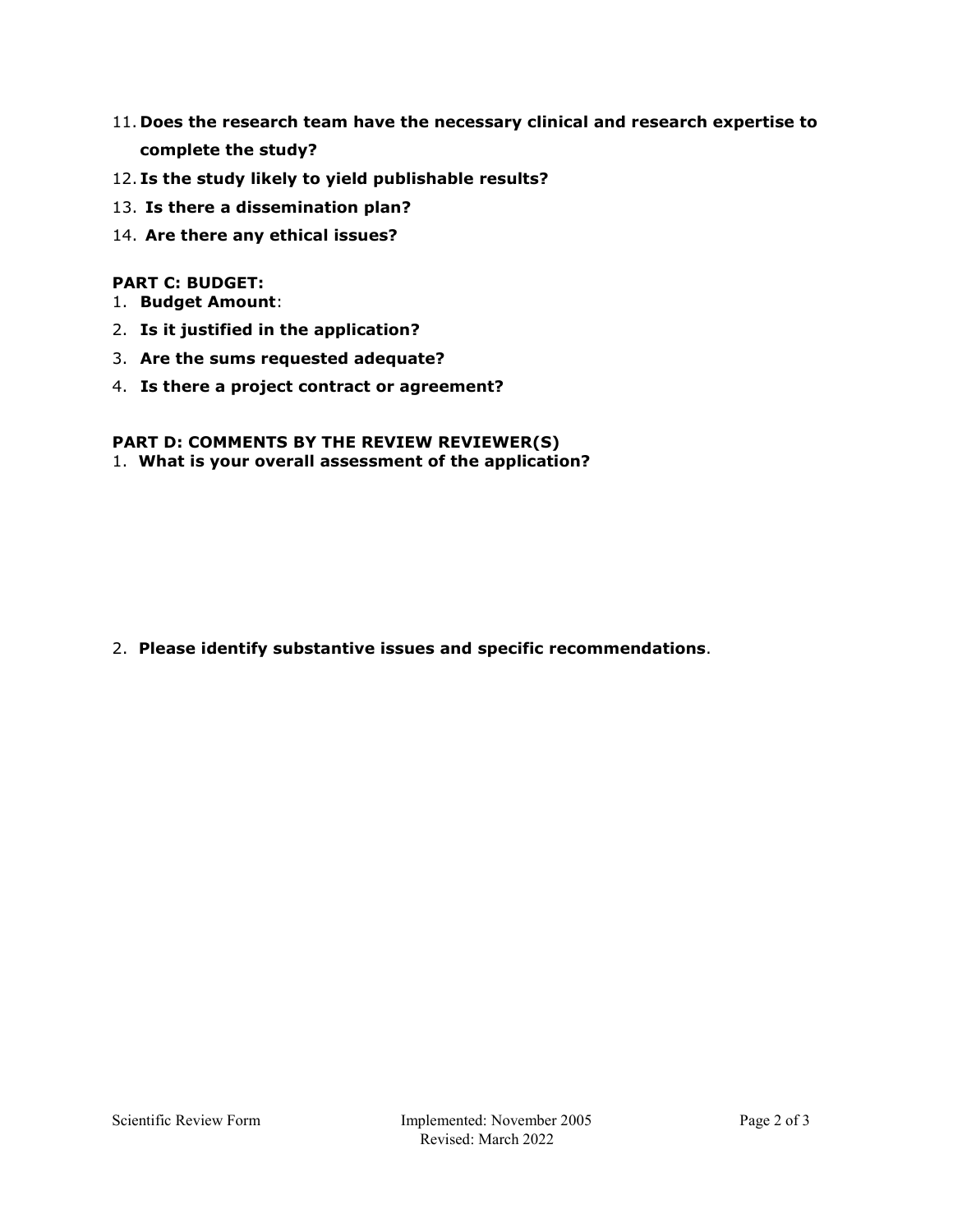11. **Does the research team have the necessary clinical and research expertise to complete the study?**
12. **Is the study likely to yield publishable results?**
13. **Is there a dissemination plan?**
14. **Are there any ethical issues?**

**PART C: BUDGET:**

1. **Budget Amount**:
2. **Is it justified in the application?**
3. **Are the sums requested adequate?**
4. **Is there a project contract or agreement?**

**PART D: COMMENTS BY THE REVIEW REVIEWER(S)**

1. **What is your overall assessment of the application?**

2. **Please identify substantive issues and specific recommendations**.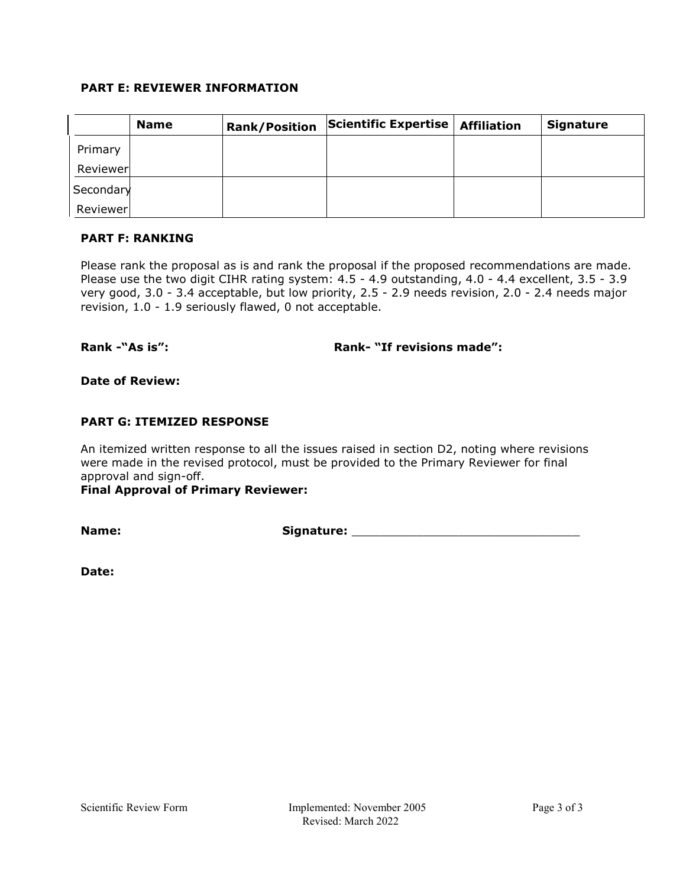**PART E: REVIEWER INFORMATION**

| | Name | Rank/Position | Scientific Expertise | Affiliation | Signature |
|---|---|---|---|---|---|
| Primary Reviewer | | | | | |
| Secondary Reviewer | | | | | |

**PART F: RANKING**

Please rank the proposal as is and rank the proposal if the proposed recommendations are made. Please use the two digit CIHR rating system: 4.5 - 4.9 outstanding, 4.0 - 4.4 excellent, 3.5 - 3.9 very good, 3.0 - 3.4 acceptable, but low priority, 2.5 - 2.9 needs revision, 2.0 - 2.4 needs major revision, 1.0 - 1.9 seriously flawed, 0 not acceptable.

**Rank -"As is":** **Rank- "If revisions made":**

**Date of Review:**

**PART G: ITEMIZED RESPONSE**

An itemized written response to all the issues raised in section D2, noting where revisions were made in the revised protocol, must be provided to the Primary Reviewer for final approval and sign-off.

**Final Approval of Primary Reviewer:**

**Name:** **Signature:** ________________________________

**Date:**

Scientific Review Form

Implemented: November 2005
Revised: March 2022